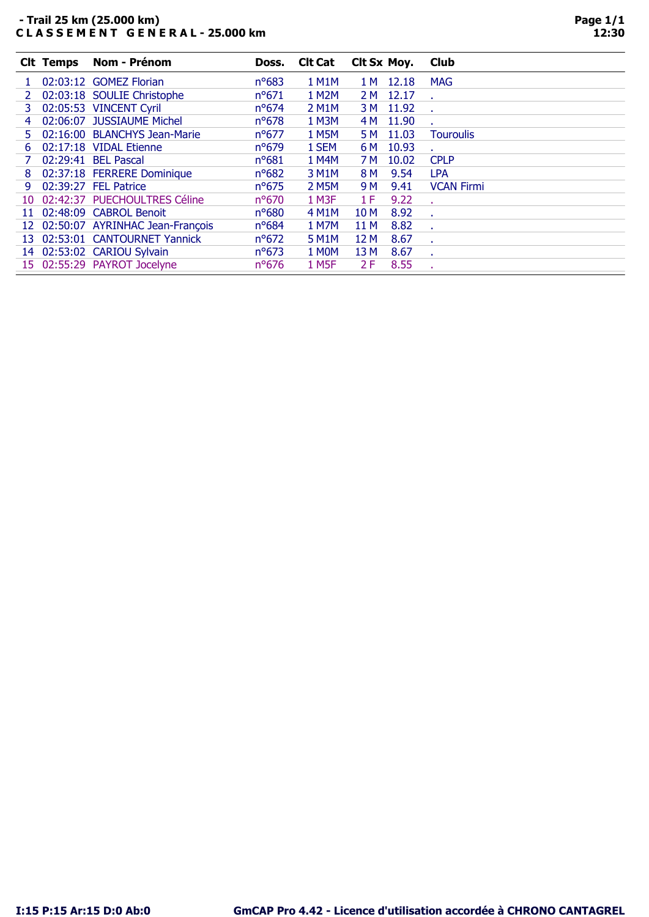**- Trail 25 km (25.000 km)**
**C L A S S E M E N T   G E N E R A L - 25.000 km**

| Clt | Temps | Nom - Prénom | Doss. | Clt Cat | Clt Sx | Moy. | Club |
|---|---|---|---|---|---|---|---|
| 1 | 02:03:12 | GOMEZ Florian | n°683 | 1 M1M | 1 M | 12.18 | MAG |
| 2 | 02:03:18 | SOULIE Christophe | n°671 | 1 M2M | 2 M | 12.17 | . |
| 3 | 02:05:53 | VINCENT Cyril | n°674 | 2 M1M | 3 M | 11.92 | . |
| 4 | 02:06:07 | JUSSIAUME Michel | n°678 | 1 M3M | 4 M | 11.90 | . |
| 5 | 02:16:00 | BLANCHYS Jean-Marie | n°677 | 1 M5M | 5 M | 11.03 | Touroulis |
| 6 | 02:17:18 | VIDAL Etienne | n°679 | 1 SEM | 6 M | 10.93 | . |
| 7 | 02:29:41 | BEL Pascal | n°681 | 1 M4M | 7 M | 10.02 | CPLP |
| 8 | 02:37:18 | FERRERE Dominique | n°682 | 3 M1M | 8 M | 9.54 | LPA |
| 9 | 02:39:27 | FEL Patrice | n°675 | 2 M5M | 9 M | 9.41 | VCAN Firmi |
| 10 | 02:42:37 | PUECHOULTRES Céline | n°670 | 1 M3F | 1 F | 9.22 | . |
| 11 | 02:48:09 | CABROL Benoit | n°680 | 4 M1M | 10 M | 8.92 | . |
| 12 | 02:50:07 | AYRINHAC Jean-François | n°684 | 1 M7M | 11 M | 8.82 | . |
| 13 | 02:53:01 | CANTOURNET Yannick | n°672 | 5 M1M | 12 M | 8.67 | . |
| 14 | 02:53:02 | CARIOU Sylvain | n°673 | 1 M0M | 13 M | 8.67 | . |
| 15 | 02:55:29 | PAYROT Jocelyne | n°676 | 1 M5F | 2 F | 8.55 | . |

**I:15 P:15 Ar:15 D:0 Ab:0**

**GmCAP Pro 4.42 - Licence d'utilisation accordée à CHRONO CANTAGREL**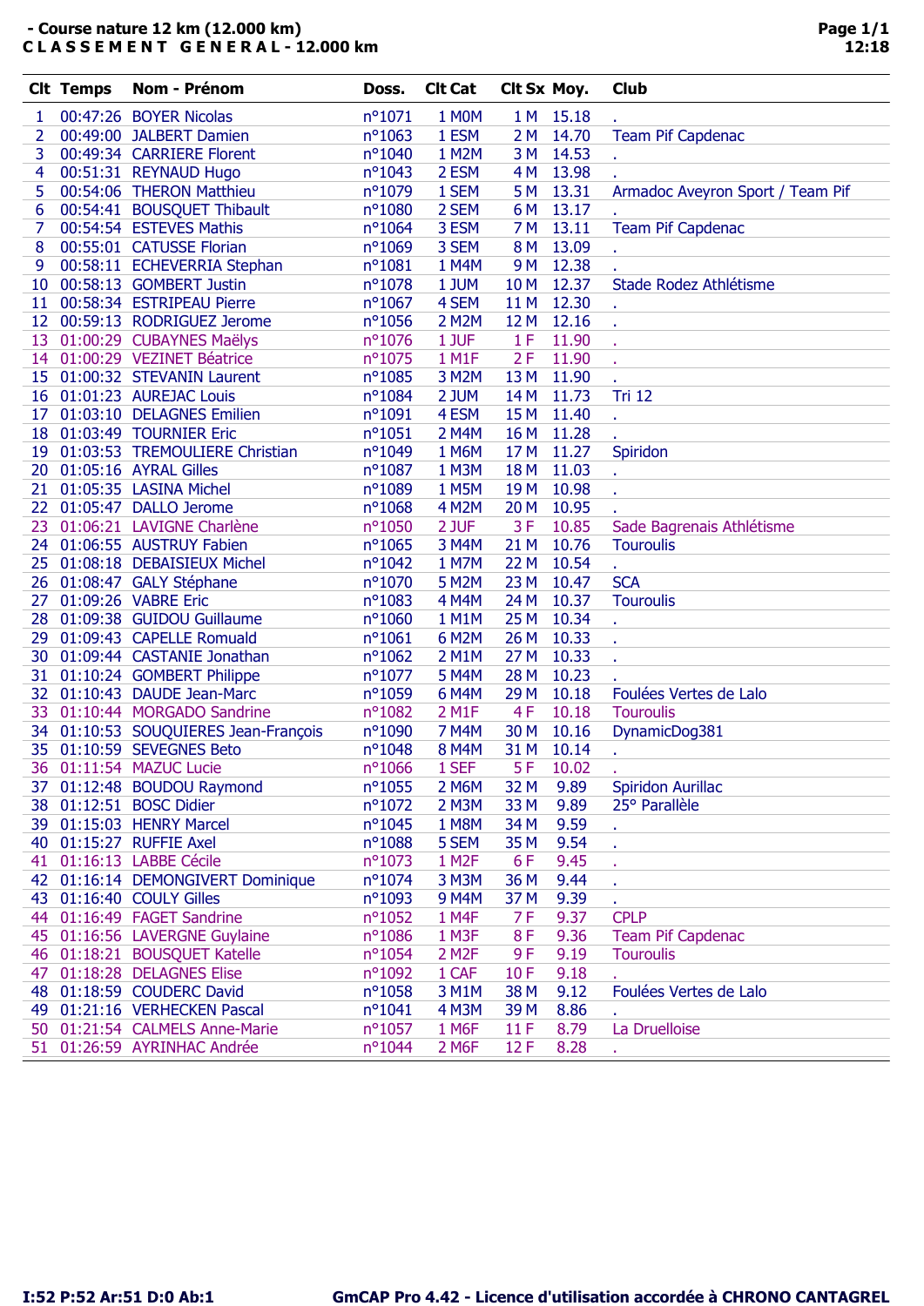**- Course nature 12 km (12.000 km)**

**C L A S S E M E N T  G E N E R A L - 12.000 km**

| Clt | Temps | Nom - Prénom | Doss. | Clt Cat | Clt Sx | Moy. | Club |
|---|---|---|---|---|---|---|---|
| 1 | 00:47:26 | BOYER Nicolas | n°1071 | 1 M0M | 1 M | 15.18 | . |
| 2 | 00:49:00 | JALBERT Damien | n°1063 | 1 ESM | 2 M | 14.70 | Team Pif Capdenac |
| 3 | 00:49:34 | CARRIERE Florent | n°1040 | 1 M2M | 3 M | 14.53 | . |
| 4 | 00:51:31 | REYNAUD Hugo | n°1043 | 2 ESM | 4 M | 13.98 | . |
| 5 | 00:54:06 | THERON Matthieu | n°1079 | 1 SEM | 5 M | 13.31 | Armadoc Aveyron Sport / Team Pif |
| 6 | 00:54:41 | BOUSQUET Thibault | n°1080 | 2 SEM | 6 M | 13.17 | . |
| 7 | 00:54:54 | ESTEVES Mathis | n°1064 | 3 ESM | 7 M | 13.11 | Team Pif Capdenac |
| 8 | 00:55:01 | CATUSSE Florian | n°1069 | 3 SEM | 8 M | 13.09 | . |
| 9 | 00:58:11 | ECHEVERRIA Stephan | n°1081 | 1 M4M | 9 M | 12.38 | . |
| 10 | 00:58:13 | GOMBERT Justin | n°1078 | 1 JUM | 10 M | 12.37 | Stade Rodez Athlétisme |
| 11 | 00:58:34 | ESTRIPEAU Pierre | n°1067 | 4 SEM | 11 M | 12.30 | . |
| 12 | 00:59:13 | RODRIGUEZ Jerome | n°1056 | 2 M2M | 12 M | 12.16 | . |
| 13 | 01:00:29 | CUBAYNES Maëlys | n°1076 | 1 JUF | 1 F | 11.90 | . |
| 14 | 01:00:29 | VEZINET Béatrice | n°1075 | 1 M1F | 2 F | 11.90 | . |
| 15 | 01:00:32 | STEVANIN Laurent | n°1085 | 3 M2M | 13 M | 11.90 | . |
| 16 | 01:01:23 | AUREJAC Louis | n°1084 | 2 JUM | 14 M | 11.73 | Tri 12 |
| 17 | 01:03:10 | DELAGNES Emilien | n°1091 | 4 ESM | 15 M | 11.40 | . |
| 18 | 01:03:49 | TOURNIER Eric | n°1051 | 2 M4M | 16 M | 11.28 | . |
| 19 | 01:03:53 | TREMOULIERE Christian | n°1049 | 1 M6M | 17 M | 11.27 | Spiridon |
| 20 | 01:05:16 | AYRAL Gilles | n°1087 | 1 M3M | 18 M | 11.03 | . |
| 21 | 01:05:35 | LASINA Michel | n°1089 | 1 M5M | 19 M | 10.98 | . |
| 22 | 01:05:47 | DALLO Jerome | n°1068 | 4 M2M | 20 M | 10.95 | . |
| 23 | 01:06:21 | LAVIGNE Charlène | n°1050 | 2 JUF | 3 F | 10.85 | Sade Bagrenais Athlétisme |
| 24 | 01:06:55 | AUSTRUY Fabien | n°1065 | 3 M4M | 21 M | 10.76 | Touroulis |
| 25 | 01:08:18 | DEBAISIEUX Michel | n°1042 | 1 M7M | 22 M | 10.54 | . |
| 26 | 01:08:47 | GALY Stéphane | n°1070 | 5 M2M | 23 M | 10.47 | SCA |
| 27 | 01:09:26 | VABRE Eric | n°1083 | 4 M4M | 24 M | 10.37 | Touroulis |
| 28 | 01:09:38 | GUIDOU Guillaume | n°1060 | 1 M1M | 25 M | 10.34 | . |
| 29 | 01:09:43 | CAPELLE Romuald | n°1061 | 6 M2M | 26 M | 10.33 | . |
| 30 | 01:09:44 | CASTANIE Jonathan | n°1062 | 2 M1M | 27 M | 10.33 | . |
| 31 | 01:10:24 | GOMBERT Philippe | n°1077 | 5 M4M | 28 M | 10.23 | . |
| 32 | 01:10:43 | DAUDE Jean-Marc | n°1059 | 6 M4M | 29 M | 10.18 | Foulées Vertes de Lalo |
| 33 | 01:10:44 | MORGADO Sandrine | n°1082 | 2 M1F | 4 F | 10.18 | Touroulis |
| 34 | 01:10:53 | SOUQUIERES Jean-François | n°1090 | 7 M4M | 30 M | 10.16 | DynamicDog381 |
| 35 | 01:10:59 | SEVEGNES Beto | n°1048 | 8 M4M | 31 M | 10.14 | . |
| 36 | 01:11:54 | MAZUC Lucie | n°1066 | 1 SEF | 5 F | 10.02 | . |
| 37 | 01:12:48 | BOUDOU Raymond | n°1055 | 2 M6M | 32 M | 9.89 | Spiridon Aurillac |
| 38 | 01:12:51 | BOSC Didier | n°1072 | 2 M3M | 33 M | 9.89 | 25° Parallèle |
| 39 | 01:15:03 | HENRY Marcel | n°1045 | 1 M8M | 34 M | 9.59 | . |
| 40 | 01:15:27 | RUFFIE Axel | n°1088 | 5 SEM | 35 M | 9.54 | . |
| 41 | 01:16:13 | LABBE Cécile | n°1073 | 1 M2F | 6 F | 9.45 | . |
| 42 | 01:16:14 | DEMONGIVERT Dominique | n°1074 | 3 M3M | 36 M | 9.44 | . |
| 43 | 01:16:40 | COULY Gilles | n°1093 | 9 M4M | 37 M | 9.39 | . |
| 44 | 01:16:49 | FAGET Sandrine | n°1052 | 1 M4F | 7 F | 9.37 | CPLP |
| 45 | 01:16:56 | LAVERGNE Guylaine | n°1086 | 1 M3F | 8 F | 9.36 | Team Pif Capdenac |
| 46 | 01:18:21 | BOUSQUET Katelle | n°1054 | 2 M2F | 9 F | 9.19 | Touroulis |
| 47 | 01:18:28 | DELAGNES Elise | n°1092 | 1 CAF | 10 F | 9.18 | . |
| 48 | 01:18:59 | COUDERC David | n°1058 | 3 M1M | 38 M | 9.12 | Foulées Vertes de Lalo |
| 49 | 01:21:16 | VERHECKEN Pascal | n°1041 | 4 M3M | 39 M | 8.86 | . |
| 50 | 01:21:54 | CALMELS Anne-Marie | n°1057 | 1 M6F | 11 F | 8.79 | La Druelloise |
| 51 | 01:26:59 | AYRINHAC Andrée | n°1044 | 2 M6F | 12 F | 8.28 | . |

I:52 P:52 Ar:51 D:0 Ab:1

GmCAP Pro 4.42 - Licence d'utilisation accordée à CHRONO CANTAGREL